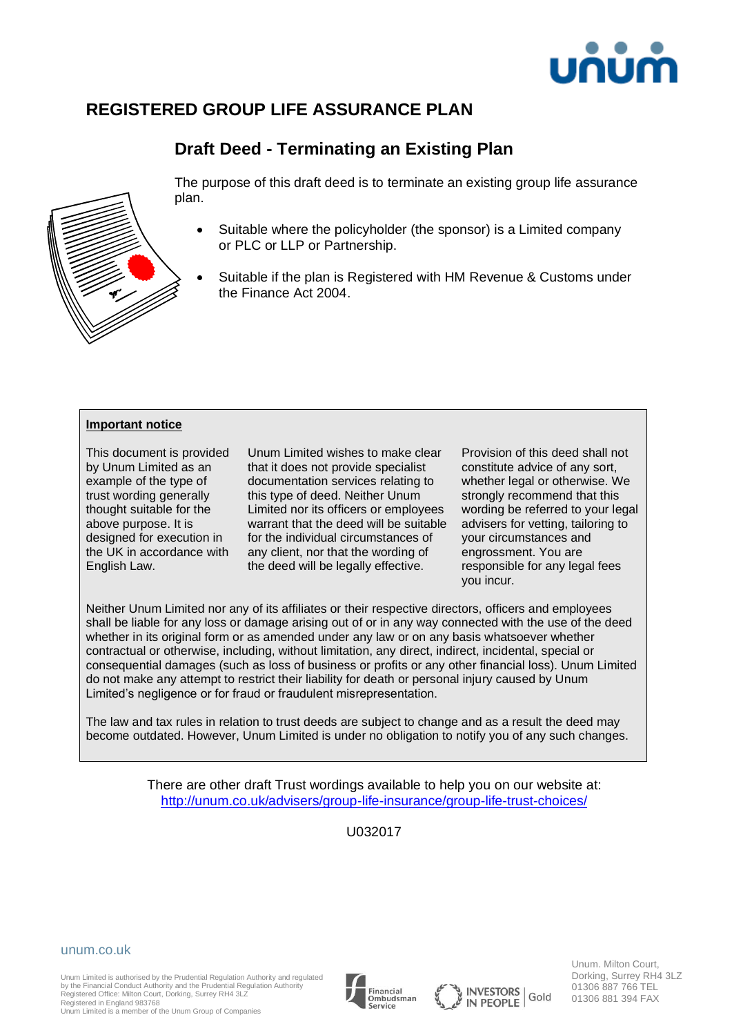# REGISTERED GROUP LIFE ASSURANCE PLAN

## Draft Deed - Terminating an Existing Plan

The purpose of this draft deed is to terminate an existing group life assurance plan.

- Suitable where the policyholder (the sponsor) is a Limited company or PLC or LLP or Partnership.
- Suitable if the plan is Registered with HM Revenue & Customs under the Finance Act 2004.

**Important notice**

This document is provided by Unum Limited as an example of the type of trust wording generally thought suitable for the above purpose. It is designed for execution in the UK in accordance with English Law.

Unum Limited wishes to make clear that it does not provide specialist documentation services relating to this type of deed. Neither Unum Limited nor its officers or employees warrant that the deed will be suitable for the individual circumstances of any client, nor that the wording of the deed will be legally effective.

Provision of this deed shall not constitute advice of any sort, whether legal or otherwise. We strongly recommend that this wording be referred to your legal advisers for vetting, tailoring to your circumstances and engrossment. You are responsible for any legal fees you incur.

Neither Unum Limited nor any of its affiliates or their respective directors, officers and employees shall be liable for any loss or damage arising out of or in any way connected with the use of the deed whether in its original form or as amended under any law or on any basis whatsoever whether contractual or otherwise, including, without limitation, any direct, indirect, incidental, special or consequential damages (such as loss of business or profits or any other financial loss). Unum Limited do not make any attempt to restrict their liability for death or personal injury caused by Unum Limited's negligence or for fraud or fraudulent misrepresentation.

The law and tax rules in relation to trust deeds are subject to change and as a result the deed may become outdated. However, Unum Limited is under no obligation to notify you of any such changes.

There are other draft Trust wordings available to help you on our website at:
http://unum.co.uk/advisers/group-life-insurance/group-life-trust-choices/

U032017

unum.co.uk

Unum Limited is authorised by the Prudential Regulation Authority and regulated by the Financial Conduct Authority and the Prudential Regulation Authority
Registered Office: Milton Court, Dorking, Surrey RH4 3LZ
Registered in England 983768
Unum Limited is a member of the Unum Group of Companies

Unum. Milton Court,
Dorking, Surrey RH4 3LZ
01306 887 766 TEL
01306 881 394 FAX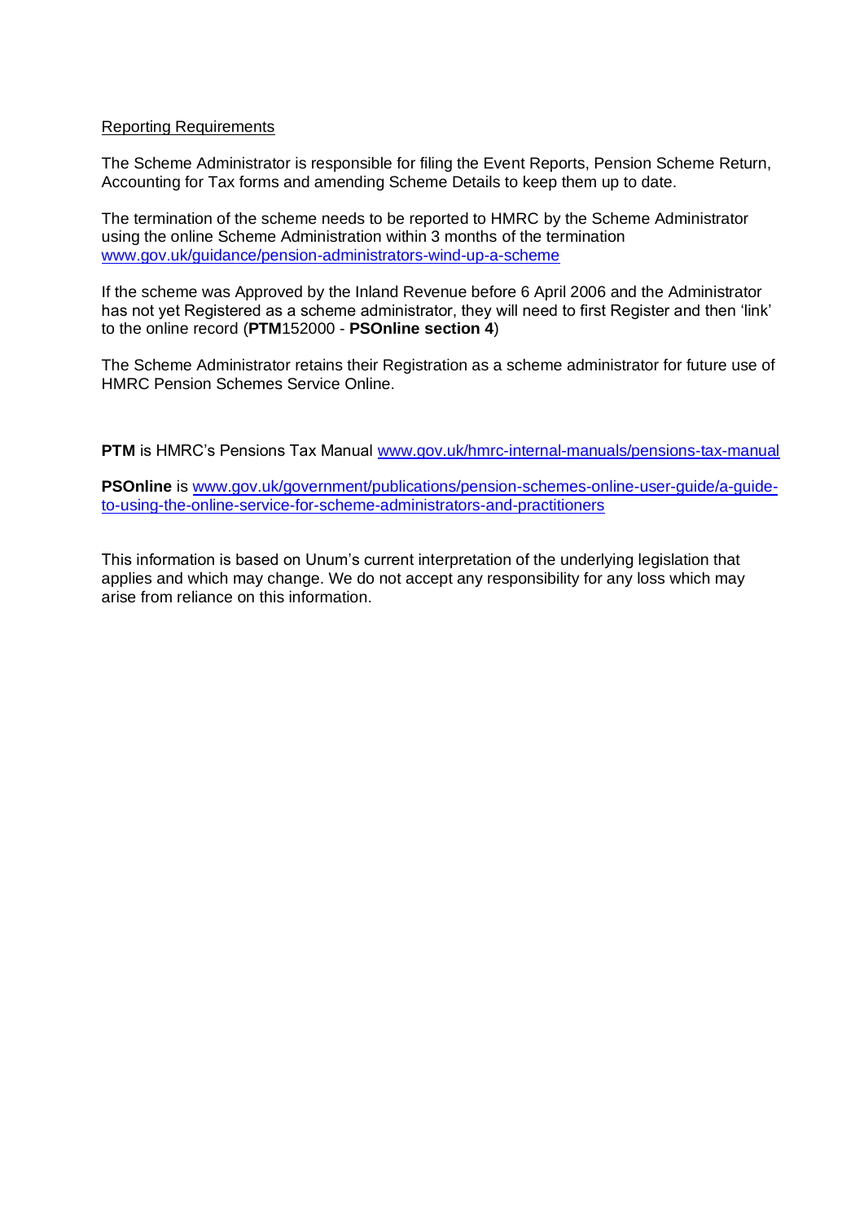Reporting Requirements

The Scheme Administrator is responsible for filing the Event Reports, Pension Scheme Return, Accounting for Tax forms and amending Scheme Details to keep them up to date.

The termination of the scheme needs to be reported to HMRC by the Scheme Administrator using the online Scheme Administration within 3 months of the termination www.gov.uk/guidance/pension-administrators-wind-up-a-scheme

If the scheme was Approved by the Inland Revenue before 6 April 2006 and the Administrator has not yet Registered as a scheme administrator, they will need to first Register and then 'link' to the online record (**PTM**152000 - **PSOnline section 4**)

The Scheme Administrator retains their Registration as a scheme administrator for future use of HMRC Pension Schemes Service Online.

**PTM** is HMRC's Pensions Tax Manual www.gov.uk/hmrc-internal-manuals/pensions-tax-manual

**PSOnline** is www.gov.uk/government/publications/pension-schemes-online-user-guide/a-guide-to-using-the-online-service-for-scheme-administrators-and-practitioners

This information is based on Unum's current interpretation of the underlying legislation that applies and which may change. We do not accept any responsibility for any loss which may arise from reliance on this information.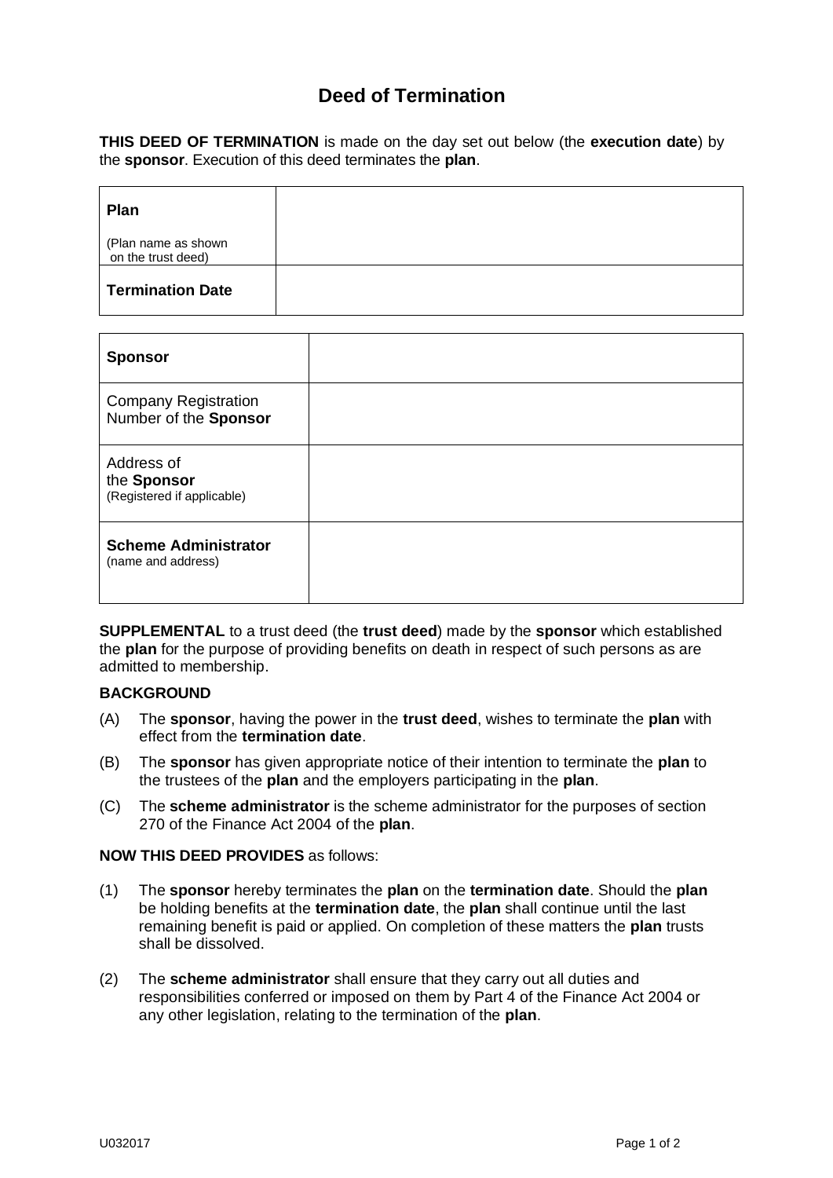# Deed of Termination

**THIS DEED OF TERMINATION** is made on the day set out below (the **execution date**) by the **sponsor**. Execution of this deed terminates the **plan**.

| **Plan**<br><br>(Plan name as shown on the trust deed) | |
|---|---|
| **Termination Date** | |

| **Sponsor** | |
|---|---|
| Company Registration Number of the **Sponsor** | |
| Address of the **Sponsor**<br>(Registered if applicable) | |
| **Scheme Administrator**<br>(name and address) | |

**SUPPLEMENTAL** to a trust deed (the **trust deed**) made by the **sponsor** which established the **plan** for the purpose of providing benefits on death in respect of such persons as are admitted to membership.

**BACKGROUND**

(A) The **sponsor**, having the power in the **trust deed**, wishes to terminate the **plan** with effect from the **termination date**.

(B) The **sponsor** has given appropriate notice of their intention to terminate the **plan** to the trustees of the **plan** and the employers participating in the **plan**.

(C) The **scheme administrator** is the scheme administrator for the purposes of section 270 of the Finance Act 2004 of the **plan**.

**NOW THIS DEED PROVIDES** as follows:

(1) The **sponsor** hereby terminates the **plan** on the **termination date**. Should the **plan** be holding benefits at the **termination date**, the **plan** shall continue until the last remaining benefit is paid or applied. On completion of these matters the **plan** trusts shall be dissolved.

(2) The **scheme administrator** shall ensure that they carry out all duties and responsibilities conferred or imposed on them by Part 4 of the Finance Act 2004 or any other legislation, relating to the termination of the **plan**.

U032017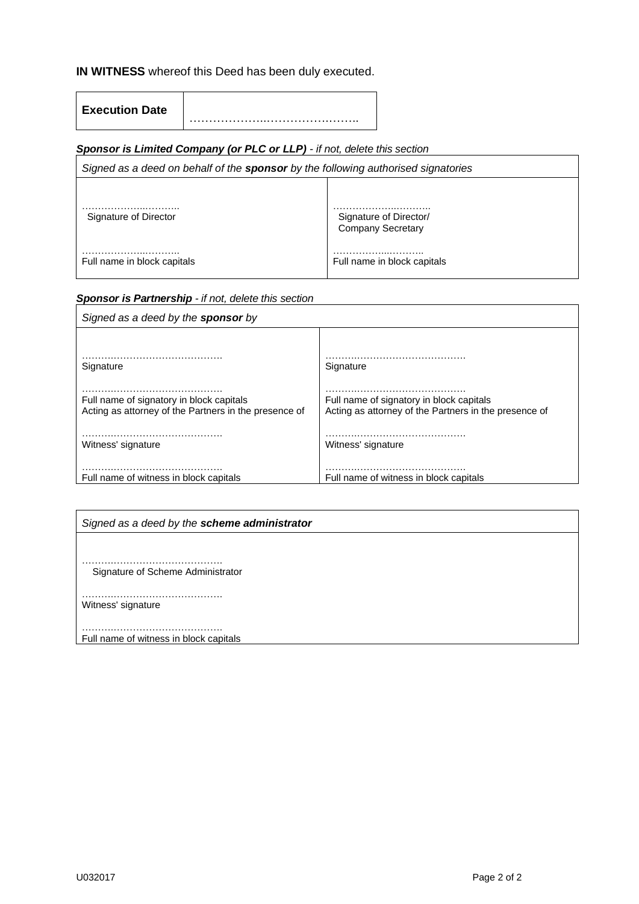**IN WITNESS** whereof this Deed has been duly executed.

| | |
|---|---|
| **Execution Date** | ……………….…………….…….. |

***Sponsor is Limited Company (or PLC or LLP)*** *- if not, delete this section*

| *Signed as a deed on behalf of the **sponsor** by the following authorised signatories* | |
|---|---|
| ………………..……….. Signature of Director | ………………..……….. Signature of Director/ Company Secretary |
| ………………..……….. Full name in block capitals | ……………...……….. Full name in block capitals |

***Sponsor is Partnership*** *- if not, delete this section*

| *Signed as a deed by the **sponsor** by* | |
|---|---|
| ………..……………………………. Signature | ………..……………………………. Signature |
| ………..……………………………. Full name of signatory in block capitals Acting as attorney of the Partners in the presence of | ………..……………………………. Full name of signatory in block capitals Acting as attorney of the Partners in the presence of |
| ………..……………………………. Witness' signature | ………..……………………………. Witness' signature |
| ………..……………………………. Full name of witness in block capitals | ………..……………………………. Full name of witness in block capitals |

| *Signed as a deed by the **scheme administrator*** |
|---|
| ………..……………………………. Signature of Scheme Administrator |
| ………..……………………………. Witness' signature |
| ………..……………………………. Full name of witness in block capitals |

U032017